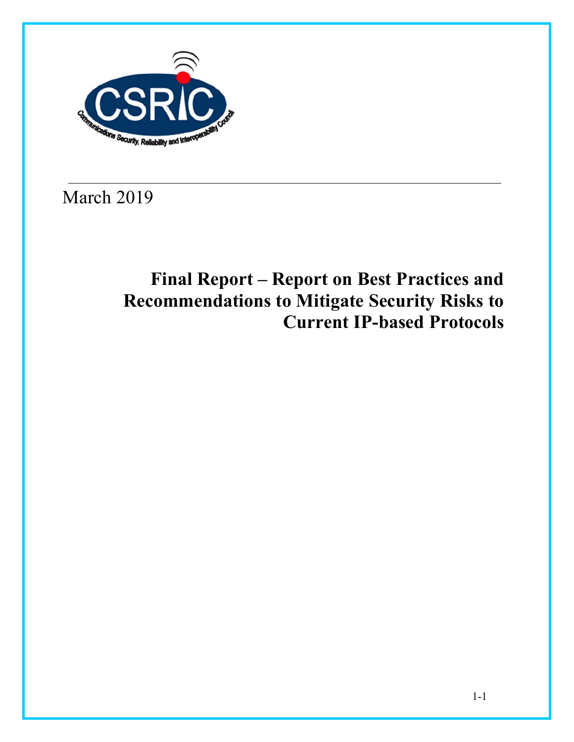March 2019

# Final Report – Report on Best Practices and Recommendations to Mitigate Security Risks to Current IP-based Protocols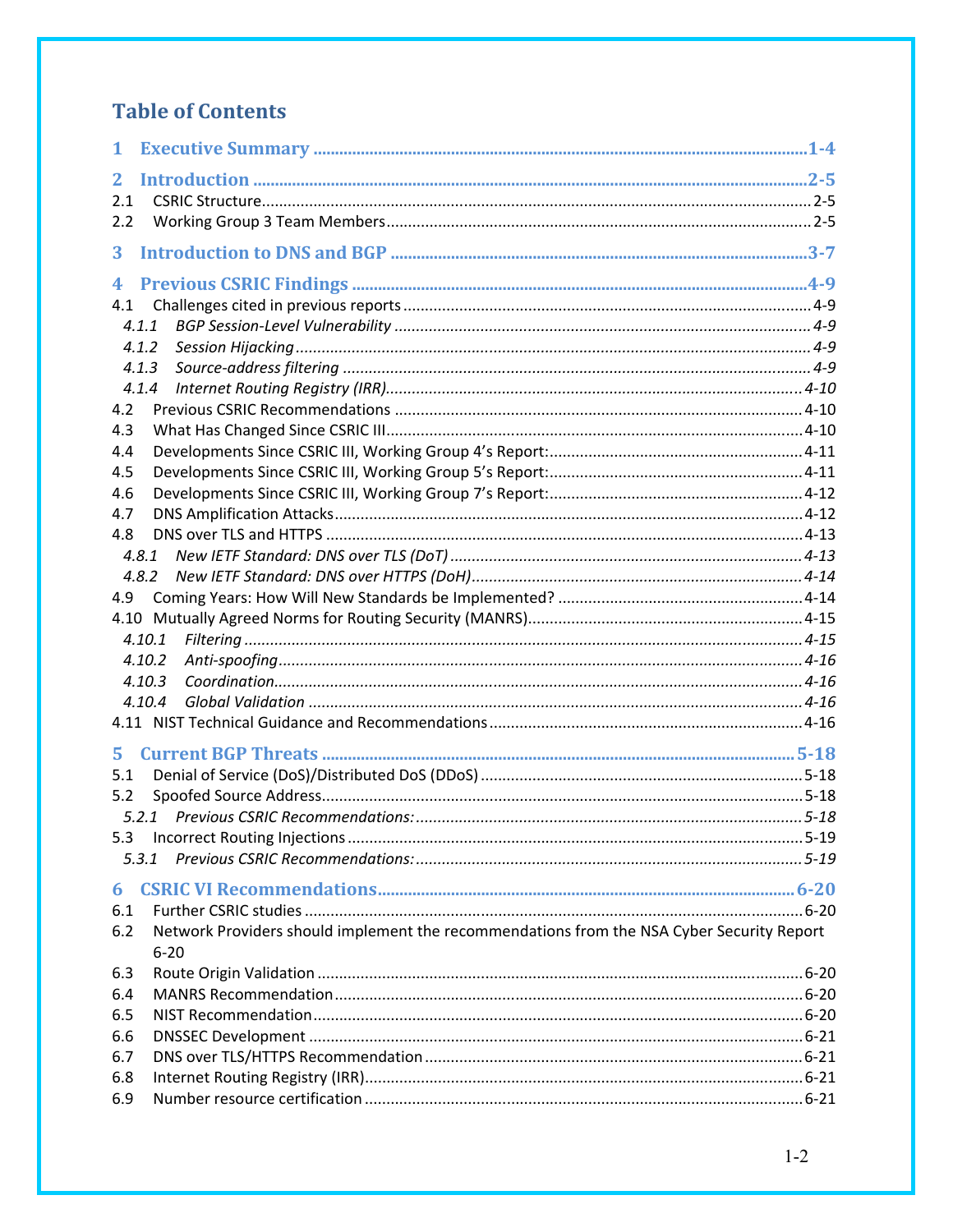# Table of Contents

**1 Executive Summary ............................................................................................................1-4**

**2 Introduction ............................................................................................................2-5**

2.1 CSRIC Structure............................................................................................................2-5

2.2 Working Group 3 Team Members............................................................................................................2-5

**3 Introduction to DNS and BGP ............................................................................................................3-7**

**4 Previous CSRIC Findings ............................................................................................................4-9**

4.1 Challenges cited in previous reports ............................................................................................................4-9

*4.1.1 BGP Session-Level Vulnerability ............................................................................................................4-9*

*4.1.2 Session Hijacking ............................................................................................................4-9*

*4.1.3 Source-address filtering ............................................................................................................4-9*

*4.1.4 Internet Routing Registry (IRR)............................................................................................................4-10*

4.2 Previous CSRIC Recommendations ............................................................................................................4-10

4.3 What Has Changed Since CSRIC III............................................................................................................4-10

4.4 Developments Since CSRIC III, Working Group 4's Report:............................................................................................................4-11

4.5 Developments Since CSRIC III, Working Group 5's Report:............................................................................................................4-11

4.6 Developments Since CSRIC III, Working Group 7's Report:............................................................................................................4-12

4.7 DNS Amplification Attacks............................................................................................................4-12

4.8 DNS over TLS and HTTPS ............................................................................................................4-13

*4.8.1 New IETF Standard: DNS over TLS (DoT) ............................................................................................................4-13*

*4.8.2 New IETF Standard: DNS over HTTPS (DoH)............................................................................................................4-14*

4.9 Coming Years: How Will New Standards be Implemented? ............................................................................................................4-14

4.10 Mutually Agreed Norms for Routing Security (MANRS)............................................................................................................4-15

*4.10.1 Filtering ............................................................................................................4-15*

*4.10.2 Anti-spoofing............................................................................................................4-16*

*4.10.3 Coordination............................................................................................................4-16*

*4.10.4 Global Validation ............................................................................................................4-16*

4.11 NIST Technical Guidance and Recommendations............................................................................................................4-16

**5 Current BGP Threats ............................................................................................................5-18**

5.1 Denial of Service (DoS)/Distributed DoS (DDoS) ............................................................................................................5-18

5.2 Spoofed Source Address............................................................................................................5-18

*5.2.1 Previous CSRIC Recommendations: ............................................................................................................5-18*

5.3 Incorrect Routing Injections ............................................................................................................5-19

*5.3.1 Previous CSRIC Recommendations: ............................................................................................................5-19*

**6 CSRIC VI Recommendations............................................................................................................6-20**

6.1 Further CSRIC studies ............................................................................................................6-20

6.2 Network Providers should implement the recommendations from the NSA Cyber Security Report 6-20

6.3 Route Origin Validation ............................................................................................................6-20

6.4 MANRS Recommendation............................................................................................................6-20

6.5 NIST Recommendation............................................................................................................6-20

6.6 DNSSEC Development ............................................................................................................6-21

6.7 DNS over TLS/HTTPS Recommendation............................................................................................................6-21

6.8 Internet Routing Registry (IRR)............................................................................................................6-21

6.9 Number resource certification ............................................................................................................6-21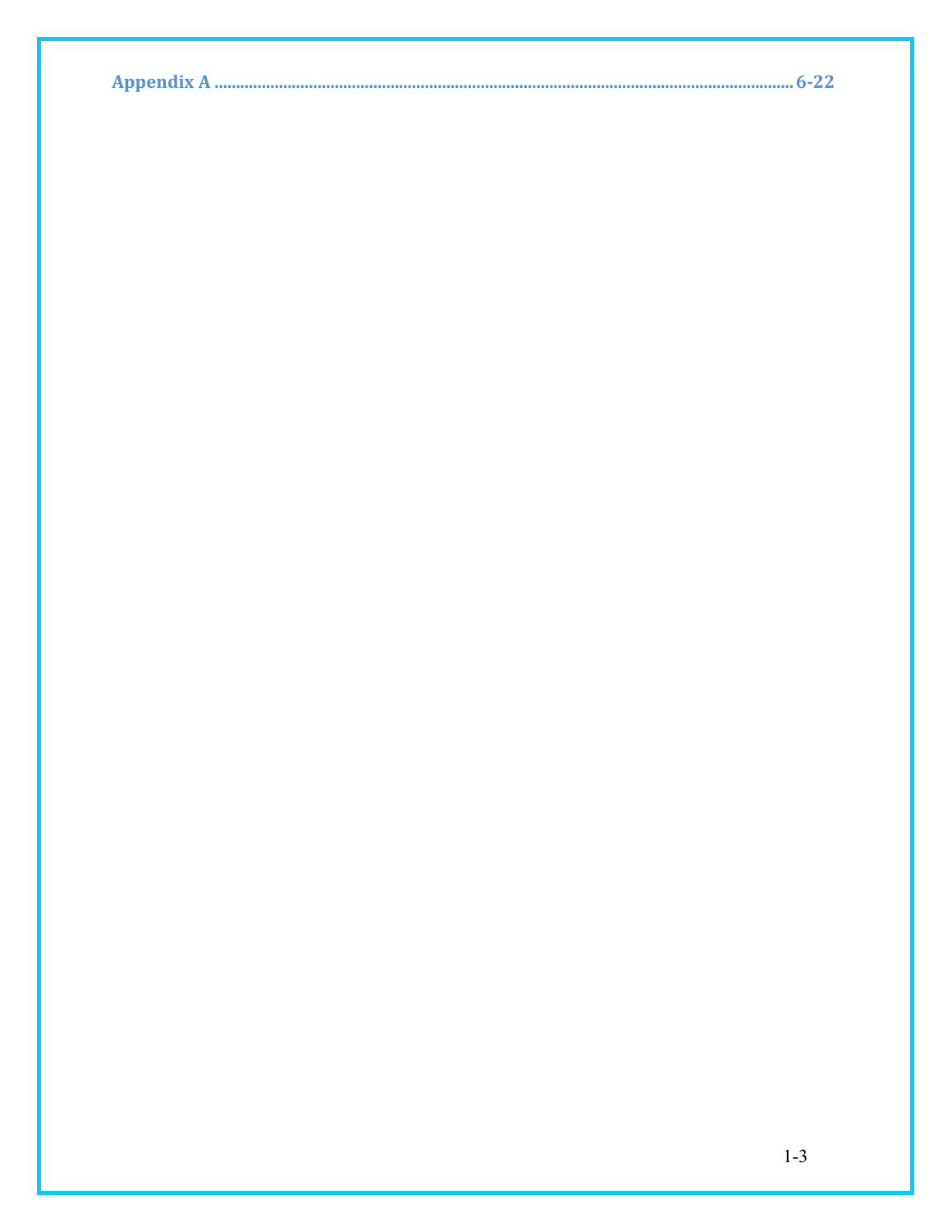**Appendix A ........................................................................................................................... 6-22**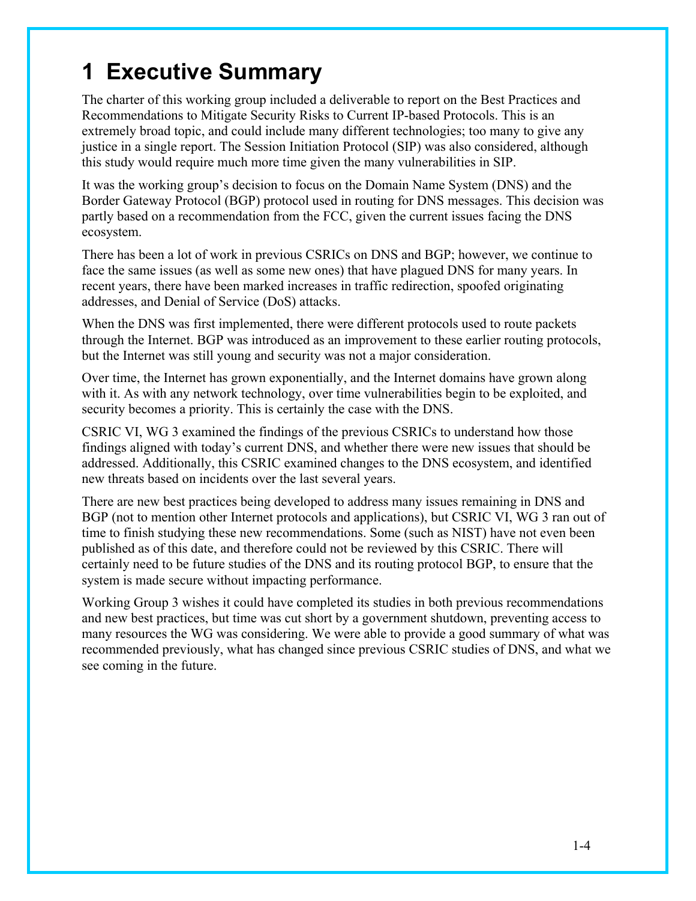# 1 Executive Summary

The charter of this working group included a deliverable to report on the Best Practices and Recommendations to Mitigate Security Risks to Current IP-based Protocols. This is an extremely broad topic, and could include many different technologies; too many to give any justice in a single report. The Session Initiation Protocol (SIP) was also considered, although this study would require much more time given the many vulnerabilities in SIP.

It was the working group's decision to focus on the Domain Name System (DNS) and the Border Gateway Protocol (BGP) protocol used in routing for DNS messages. This decision was partly based on a recommendation from the FCC, given the current issues facing the DNS ecosystem.

There has been a lot of work in previous CSRICs on DNS and BGP; however, we continue to face the same issues (as well as some new ones) that have plagued DNS for many years. In recent years, there have been marked increases in traffic redirection, spoofed originating addresses, and Denial of Service (DoS) attacks.

When the DNS was first implemented, there were different protocols used to route packets through the Internet. BGP was introduced as an improvement to these earlier routing protocols, but the Internet was still young and security was not a major consideration.

Over time, the Internet has grown exponentially, and the Internet domains have grown along with it. As with any network technology, over time vulnerabilities begin to be exploited, and security becomes a priority. This is certainly the case with the DNS.

CSRIC VI, WG 3 examined the findings of the previous CSRICs to understand how those findings aligned with today's current DNS, and whether there were new issues that should be addressed. Additionally, this CSRIC examined changes to the DNS ecosystem, and identified new threats based on incidents over the last several years.

There are new best practices being developed to address many issues remaining in DNS and BGP (not to mention other Internet protocols and applications), but CSRIC VI, WG 3 ran out of time to finish studying these new recommendations. Some (such as NIST) have not even been published as of this date, and therefore could not be reviewed by this CSRIC. There will certainly need to be future studies of the DNS and its routing protocol BGP, to ensure that the system is made secure without impacting performance.

Working Group 3 wishes it could have completed its studies in both previous recommendations and new best practices, but time was cut short by a government shutdown, preventing access to many resources the WG was considering. We were able to provide a good summary of what was recommended previously, what has changed since previous CSRIC studies of DNS, and what we see coming in the future.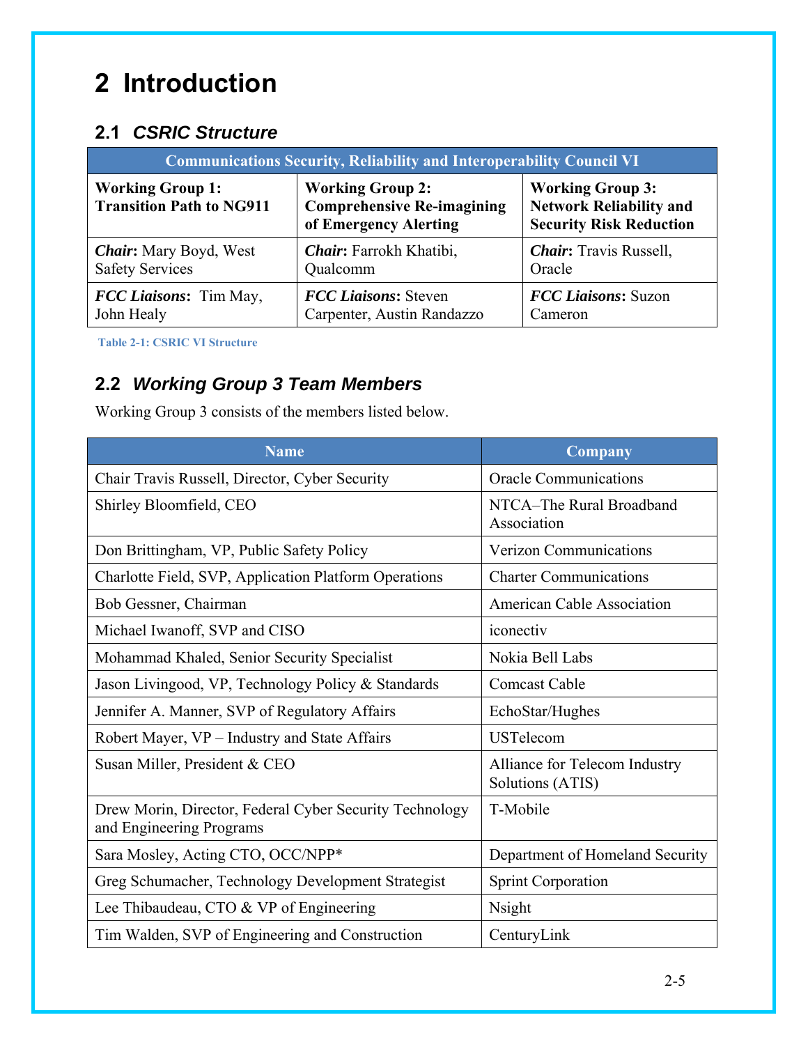# 2 Introduction

## 2.1 *CSRIC Structure*

| Communications Security, Reliability and Interoperability Council VI | | |
|---|---|---|
| **Working Group 1: Transition Path to NG911** | **Working Group 2: Comprehensive Re-imagining of Emergency Alerting** | **Working Group 3: Network Reliability and Security Risk Reduction** |
| ***Chair*: ** Mary Boyd, West Safety Services | ***Chair*: ** Farrokh Khatibi, Qualcomm | ***Chair*: ** Travis Russell, Oracle |
| ***FCC Liaisons*: ** Tim May, John Healy | ***FCC Liaisons*: ** Steven Carpenter, Austin Randazzo | ***FCC Liaisons*: ** Suzon Cameron |

Table 2-1: CSRIC VI Structure

## 2.2 *Working Group 3 Team Members*

Working Group 3 consists of the members listed below.

| Name | Company |
|---|---|
| Chair Travis Russell, Director, Cyber Security | Oracle Communications |
| Shirley Bloomfield, CEO | NTCA–The Rural Broadband Association |
| Don Brittingham, VP, Public Safety Policy | Verizon Communications |
| Charlotte Field, SVP, Application Platform Operations | Charter Communications |
| Bob Gessner, Chairman | American Cable Association |
| Michael Iwanoff, SVP and CISO | iconectiv |
| Mohammad Khaled, Senior Security Specialist | Nokia Bell Labs |
| Jason Livingood, VP, Technology Policy & Standards | Comcast Cable |
| Jennifer A. Manner, SVP of Regulatory Affairs | EchoStar/Hughes |
| Robert Mayer, VP – Industry and State Affairs | USTelecom |
| Susan Miller, President & CEO | Alliance for Telecom Industry Solutions (ATIS) |
| Drew Morin, Director, Federal Cyber Security Technology and Engineering Programs | T-Mobile |
| Sara Mosley, Acting CTO, OCC/NPP* | Department of Homeland Security |
| Greg Schumacher, Technology Development Strategist | Sprint Corporation |
| Lee Thibaudeau, CTO & VP of Engineering | Nsight |
| Tim Walden, SVP of Engineering and Construction | CenturyLink |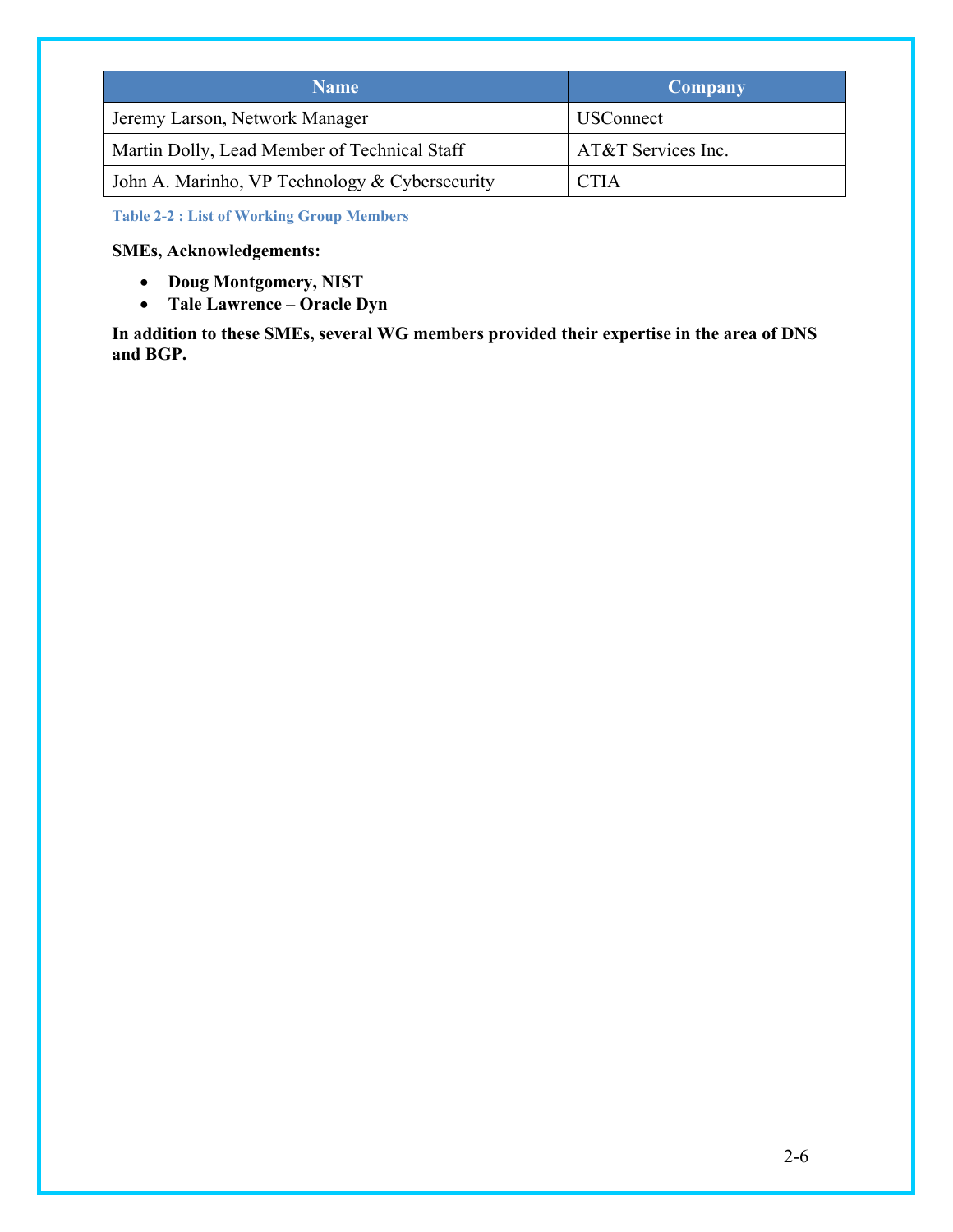| Name | Company |
| --- | --- |
| Jeremy Larson, Network Manager | USConnect |
| Martin Dolly, Lead Member of Technical Staff | AT&T Services Inc. |
| John A. Marinho, VP Technology & Cybersecurity | CTIA |

Table 2-2 : List of Working Group Members

**SMEs, Acknowledgements:**

- **Doug Montgomery, NIST**
- **Tale Lawrence – Oracle Dyn**

**In addition to these SMEs, several WG members provided their expertise in the area of DNS and BGP.**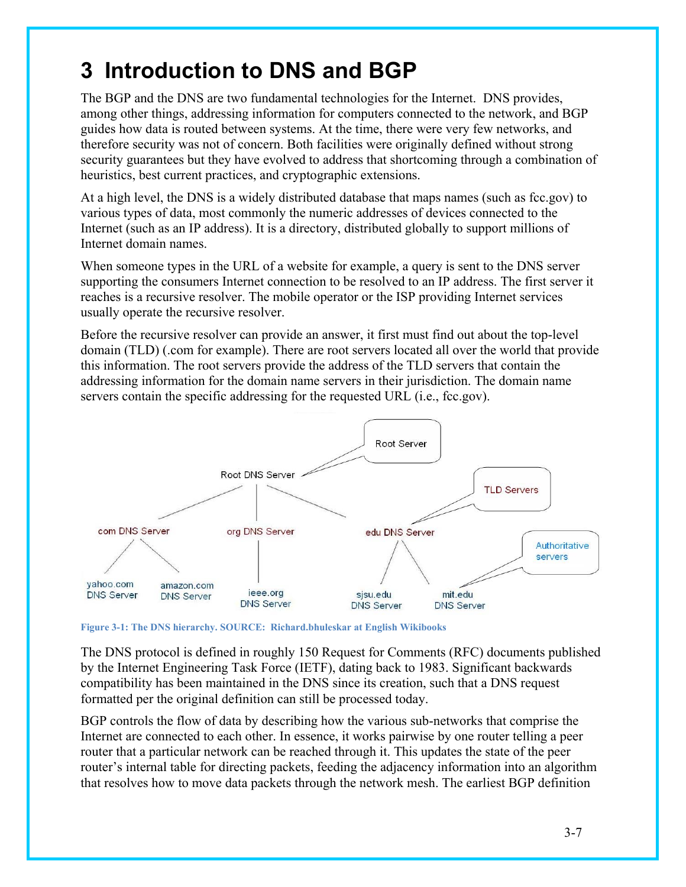# 3 Introduction to DNS and BGP

The BGP and the DNS are two fundamental technologies for the Internet. DNS provides, among other things, addressing information for computers connected to the network, and BGP guides how data is routed between systems. At the time, there were very few networks, and therefore security was not of concern. Both facilities were originally defined without strong security guarantees but they have evolved to address that shortcoming through a combination of heuristics, best current practices, and cryptographic extensions.

At a high level, the DNS is a widely distributed database that maps names (such as fcc.gov) to various types of data, most commonly the numeric addresses of devices connected to the Internet (such as an IP address). It is a directory, distributed globally to support millions of Internet domain names.

When someone types in the URL of a website for example, a query is sent to the DNS server supporting the consumers Internet connection to be resolved to an IP address. The first server it reaches is a recursive resolver. The mobile operator or the ISP providing Internet services usually operate the recursive resolver.

Before the recursive resolver can provide an answer, it first must find out about the top-level domain (TLD) (.com for example). There are root servers located all over the world that provide this information. The root servers provide the address of the TLD servers that contain the addressing information for the domain name servers in their jurisdiction. The domain name servers contain the specific addressing for the requested URL (i.e., fcc.gov).

Root Server

Root DNS Server

TLD Servers

com DNS Server

org DNS Server

edu DNS Server

Authoritative servers

yahoo.com DNS Server

amazon.com DNS Server

ieee.org DNS Server

sjsu.edu DNS Server

mit.edu DNS Server

**Figure 3-1: The DNS hierarchy. SOURCE: Richard.bhuleskar at English Wikibooks**

The DNS protocol is defined in roughly 150 Request for Comments (RFC) documents published by the Internet Engineering Task Force (IETF), dating back to 1983. Significant backwards compatibility has been maintained in the DNS since its creation, such that a DNS request formatted per the original definition can still be processed today.

BGP controls the flow of data by describing how the various sub-networks that comprise the Internet are connected to each other. In essence, it works pairwise by one router telling a peer router that a particular network can be reached through it. This updates the state of the peer router's internal table for directing packets, feeding the adjacency information into an algorithm that resolves how to move data packets through the network mesh. The earliest BGP definition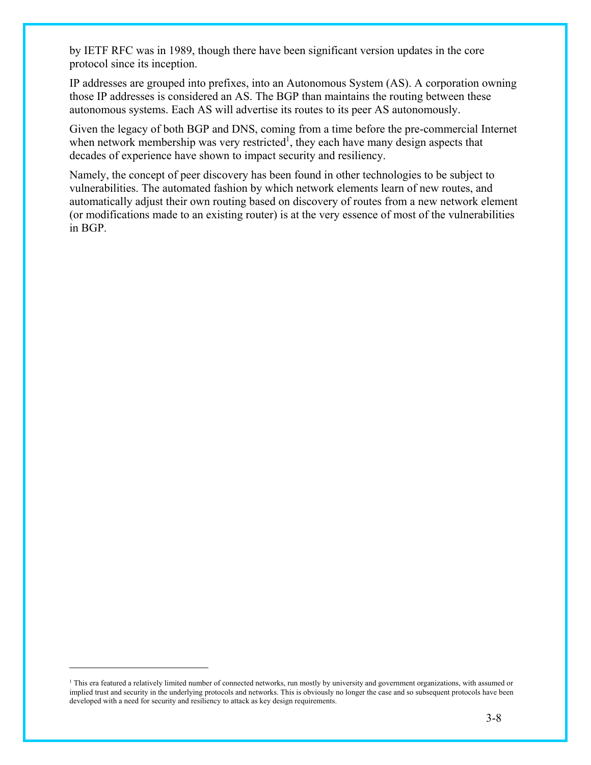by IETF RFC was in 1989, though there have been significant version updates in the core protocol since its inception.

IP addresses are grouped into prefixes, into an Autonomous System (AS). A corporation owning those IP addresses is considered an AS. The BGP than maintains the routing between these autonomous systems. Each AS will advertise its routes to its peer AS autonomously.

Given the legacy of both BGP and DNS, coming from a time before the pre-commercial Internet when network membership was very restricted[1], they each have many design aspects that decades of experience have shown to impact security and resiliency.

Namely, the concept of peer discovery has been found in other technologies to be subject to vulnerabilities. The automated fashion by which network elements learn of new routes, and automatically adjust their own routing based on discovery of routes from a new network element (or modifications made to an existing router) is at the very essence of most of the vulnerabilities in BGP.

---

[1] This era featured a relatively limited number of connected networks, run mostly by university and government organizations, with assumed or implied trust and security in the underlying protocols and networks. This is obviously no longer the case and so subsequent protocols have been developed with a need for security and resiliency to attack as key design requirements.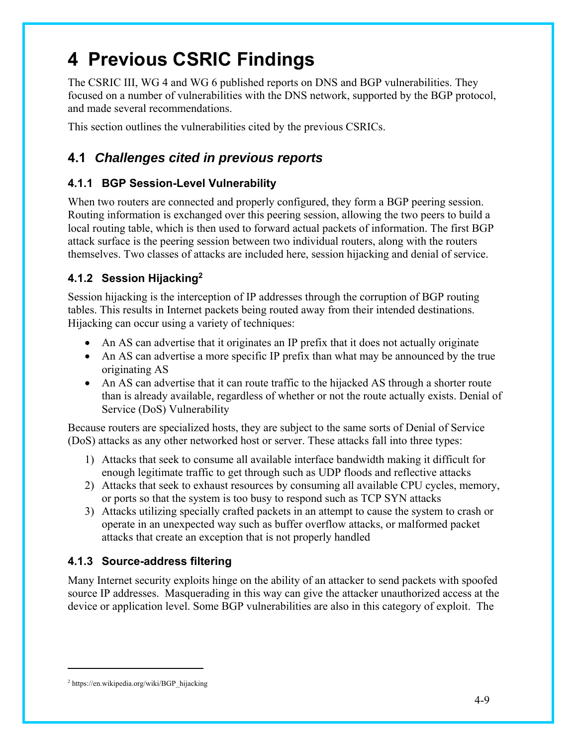# 4 Previous CSRIC Findings

The CSRIC III, WG 4 and WG 6 published reports on DNS and BGP vulnerabilities. They focused on a number of vulnerabilities with the DNS network, supported by the BGP protocol, and made several recommendations.

This section outlines the vulnerabilities cited by the previous CSRICs.

## 4.1 *Challenges cited in previous reports*

### 4.1.1 BGP Session-Level Vulnerability

When two routers are connected and properly configured, they form a BGP peering session. Routing information is exchanged over this peering session, allowing the two peers to build a local routing table, which is then used to forward actual packets of information. The first BGP attack surface is the peering session between two individual routers, along with the routers themselves. Two classes of attacks are included here, session hijacking and denial of service.

### 4.1.2 Session Hijacking[2]

Session hijacking is the interception of IP addresses through the corruption of BGP routing tables. This results in Internet packets being routed away from their intended destinations. Hijacking can occur using a variety of techniques:

- An AS can advertise that it originates an IP prefix that it does not actually originate
- An AS can advertise a more specific IP prefix than what may be announced by the true originating AS
- An AS can advertise that it can route traffic to the hijacked AS through a shorter route than is already available, regardless of whether or not the route actually exists. Denial of Service (DoS) Vulnerability

Because routers are specialized hosts, they are subject to the same sorts of Denial of Service (DoS) attacks as any other networked host or server. These attacks fall into three types:

1) Attacks that seek to consume all available interface bandwidth making it difficult for enough legitimate traffic to get through such as UDP floods and reflective attacks
2) Attacks that seek to exhaust resources by consuming all available CPU cycles, memory, or ports so that the system is too busy to respond such as TCP SYN attacks
3) Attacks utilizing specially crafted packets in an attempt to cause the system to crash or operate in an unexpected way such as buffer overflow attacks, or malformed packet attacks that create an exception that is not properly handled

### 4.1.3 Source-address filtering

Many Internet security exploits hinge on the ability of an attacker to send packets with spoofed source IP addresses. Masquerading in this way can give the attacker unauthorized access at the device or application level. Some BGP vulnerabilities are also in this category of exploit. The

[2] https://en.wikipedia.org/wiki/BGP_hijacking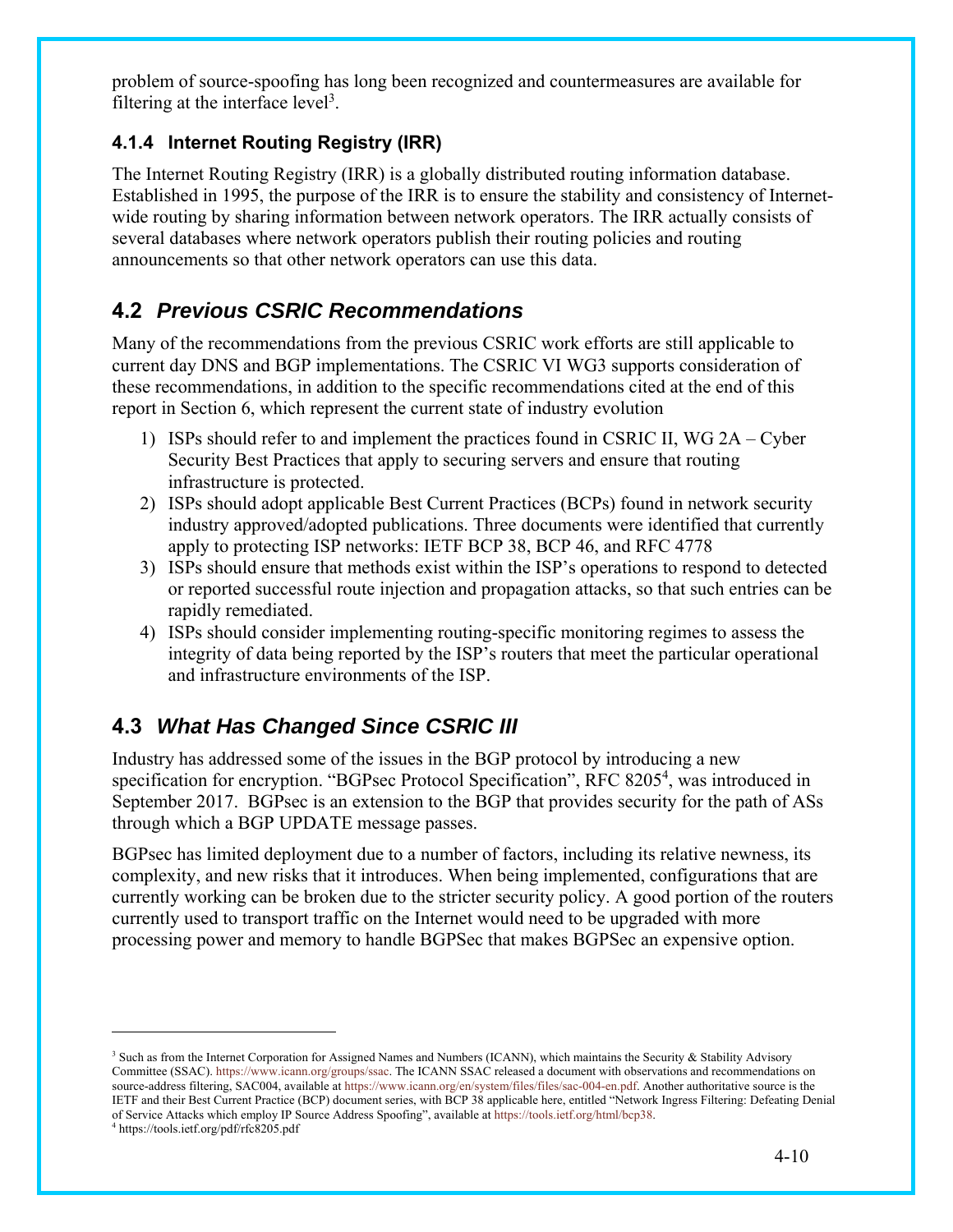problem of source-spoofing has long been recognized and countermeasures are available for filtering at the interface level[3].

### 4.1.4 Internet Routing Registry (IRR)

The Internet Routing Registry (IRR) is a globally distributed routing information database. Established in 1995, the purpose of the IRR is to ensure the stability and consistency of Internet-wide routing by sharing information between network operators. The IRR actually consists of several databases where network operators publish their routing policies and routing announcements so that other network operators can use this data.

## 4.2 *Previous CSRIC Recommendations*

Many of the recommendations from the previous CSRIC work efforts are still applicable to current day DNS and BGP implementations. The CSRIC VI WG3 supports consideration of these recommendations, in addition to the specific recommendations cited at the end of this report in Section 6, which represent the current state of industry evolution

1) ISPs should refer to and implement the practices found in CSRIC II, WG 2A – Cyber Security Best Practices that apply to securing servers and ensure that routing infrastructure is protected.
2) ISPs should adopt applicable Best Current Practices (BCPs) found in network security industry approved/adopted publications. Three documents were identified that currently apply to protecting ISP networks: IETF BCP 38, BCP 46, and RFC 4778
3) ISPs should ensure that methods exist within the ISP's operations to respond to detected or reported successful route injection and propagation attacks, so that such entries can be rapidly remediated.
4) ISPs should consider implementing routing-specific monitoring regimes to assess the integrity of data being reported by the ISP's routers that meet the particular operational and infrastructure environments of the ISP.

## 4.3 *What Has Changed Since CSRIC III*

Industry has addressed some of the issues in the BGP protocol by introducing a new specification for encryption. "BGPsec Protocol Specification", RFC 8205[4], was introduced in September 2017. BGPsec is an extension to the BGP that provides security for the path of ASs through which a BGP UPDATE message passes.

BGPsec has limited deployment due to a number of factors, including its relative newness, its complexity, and new risks that it introduces. When being implemented, configurations that are currently working can be broken due to the stricter security policy. A good portion of the routers currently used to transport traffic on the Internet would need to be upgraded with more processing power and memory to handle BGPSec that makes BGPSec an expensive option.

---

[3] Such as from the Internet Corporation for Assigned Names and Numbers (ICANN), which maintains the Security & Stability Advisory Committee (SSAC). https://www.icann.org/groups/ssac. The ICANN SSAC released a document with observations and recommendations on source-address filtering, SAC004, available at https://www.icann.org/en/system/files/files/sac-004-en.pdf. Another authoritative source is the IETF and their Best Current Practice (BCP) document series, with BCP 38 applicable here, entitled "Network Ingress Filtering: Defeating Denial of Service Attacks which employ IP Source Address Spoofing", available at https://tools.ietf.org/html/bcp38.

[4] https://tools.ietf.org/pdf/rfc8205.pdf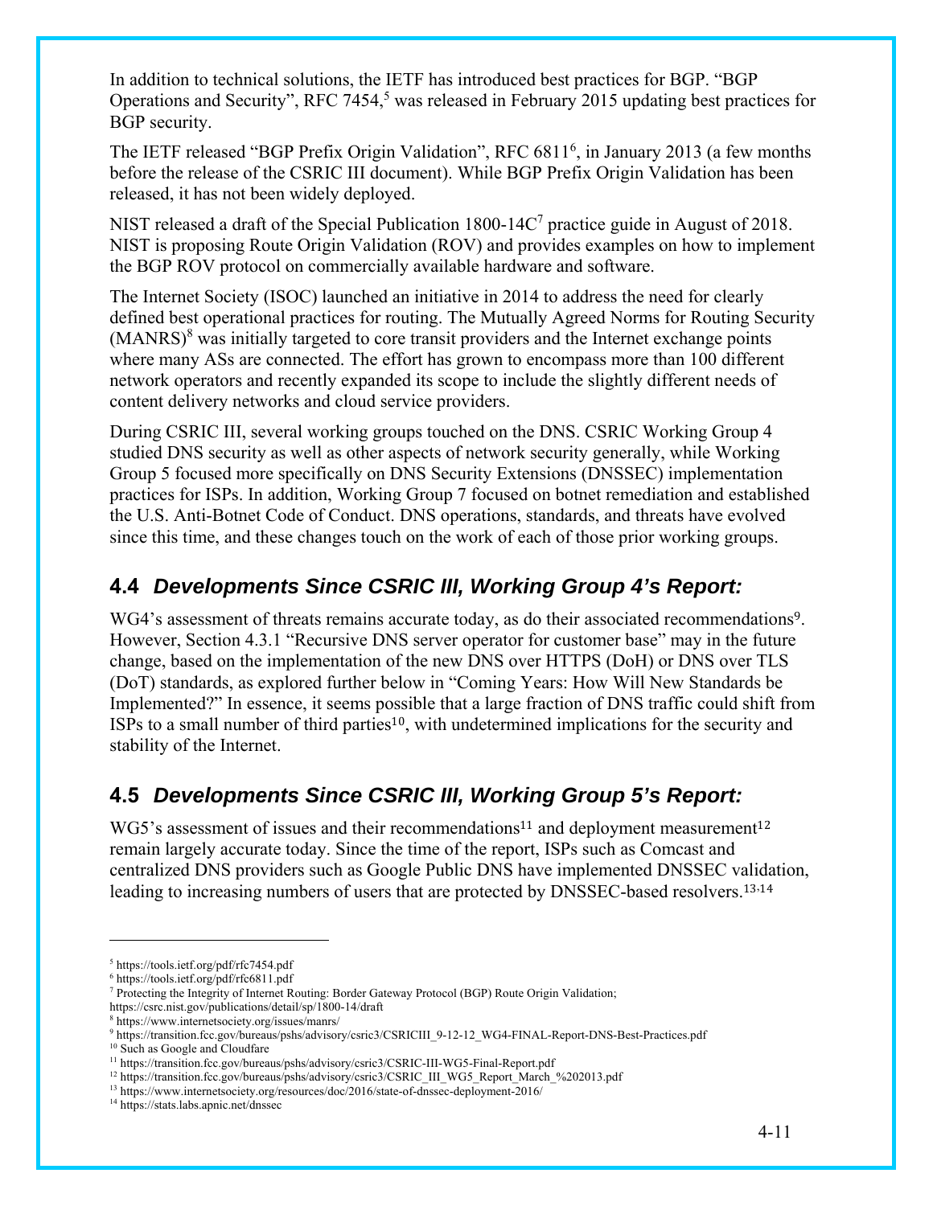In addition to technical solutions, the IETF has introduced best practices for BGP. "BGP Operations and Security", RFC 7454,[5] was released in February 2015 updating best practices for BGP security.

The IETF released "BGP Prefix Origin Validation", RFC 6811[6], in January 2013 (a few months before the release of the CSRIC III document). While BGP Prefix Origin Validation has been released, it has not been widely deployed.

NIST released a draft of the Special Publication 1800-14C[7] practice guide in August of 2018. NIST is proposing Route Origin Validation (ROV) and provides examples on how to implement the BGP ROV protocol on commercially available hardware and software.

The Internet Society (ISOC) launched an initiative in 2014 to address the need for clearly defined best operational practices for routing. The Mutually Agreed Norms for Routing Security (MANRS)[8] was initially targeted to core transit providers and the Internet exchange points where many ASs are connected. The effort has grown to encompass more than 100 different network operators and recently expanded its scope to include the slightly different needs of content delivery networks and cloud service providers.

During CSRIC III, several working groups touched on the DNS. CSRIC Working Group 4 studied DNS security as well as other aspects of network security generally, while Working Group 5 focused more specifically on DNS Security Extensions (DNSSEC) implementation practices for ISPs. In addition, Working Group 7 focused on botnet remediation and established the U.S. Anti-Botnet Code of Conduct. DNS operations, standards, and threats have evolved since this time, and these changes touch on the work of each of those prior working groups.

## 4.4 *Developments Since CSRIC III, Working Group 4's Report:*

WG4's assessment of threats remains accurate today, as do their associated recommendations[9]. However, Section 4.3.1 "Recursive DNS server operator for customer base" may in the future change, based on the implementation of the new DNS over HTTPS (DoH) or DNS over TLS (DoT) standards, as explored further below in "Coming Years: How Will New Standards be Implemented?" In essence, it seems possible that a large fraction of DNS traffic could shift from ISPs to a small number of third parties[10], with undetermined implications for the security and stability of the Internet.

## 4.5 *Developments Since CSRIC III, Working Group 5's Report:*

WG5's assessment of issues and their recommendations[11] and deployment measurement[12] remain largely accurate today. Since the time of the report, ISPs such as Comcast and centralized DNS providers such as Google Public DNS have implemented DNSSEC validation, leading to increasing numbers of users that are protected by DNSSEC-based resolvers.[13,14]

---

[5] https://tools.ietf.org/pdf/rfc7454.pdf
[6] https://tools.ietf.org/pdf/rfc6811.pdf
[7] Protecting the Integrity of Internet Routing: Border Gateway Protocol (BGP) Route Origin Validation; https://csrc.nist.gov/publications/detail/sp/1800-14/draft
[8] https://www.internetsociety.org/issues/manrs/
[9] https://transition.fcc.gov/bureaus/pshs/advisory/csric3/CSRICIII_9-12-12_WG4-FINAL-Report-DNS-Best-Practices.pdf
[10] Such as Google and Cloudfare
[11] https://transition.fcc.gov/bureaus/pshs/advisory/csric3/CSRIC-III-WG5-Final-Report.pdf
[12] https://transition.fcc.gov/bureaus/pshs/advisory/csric3/CSRIC_III_WG5_Report_March_%202013.pdf
[13] https://www.internetsociety.org/resources/doc/2016/state-of-dnssec-deployment-2016/
[14] https://stats.labs.apnic.net/dnssec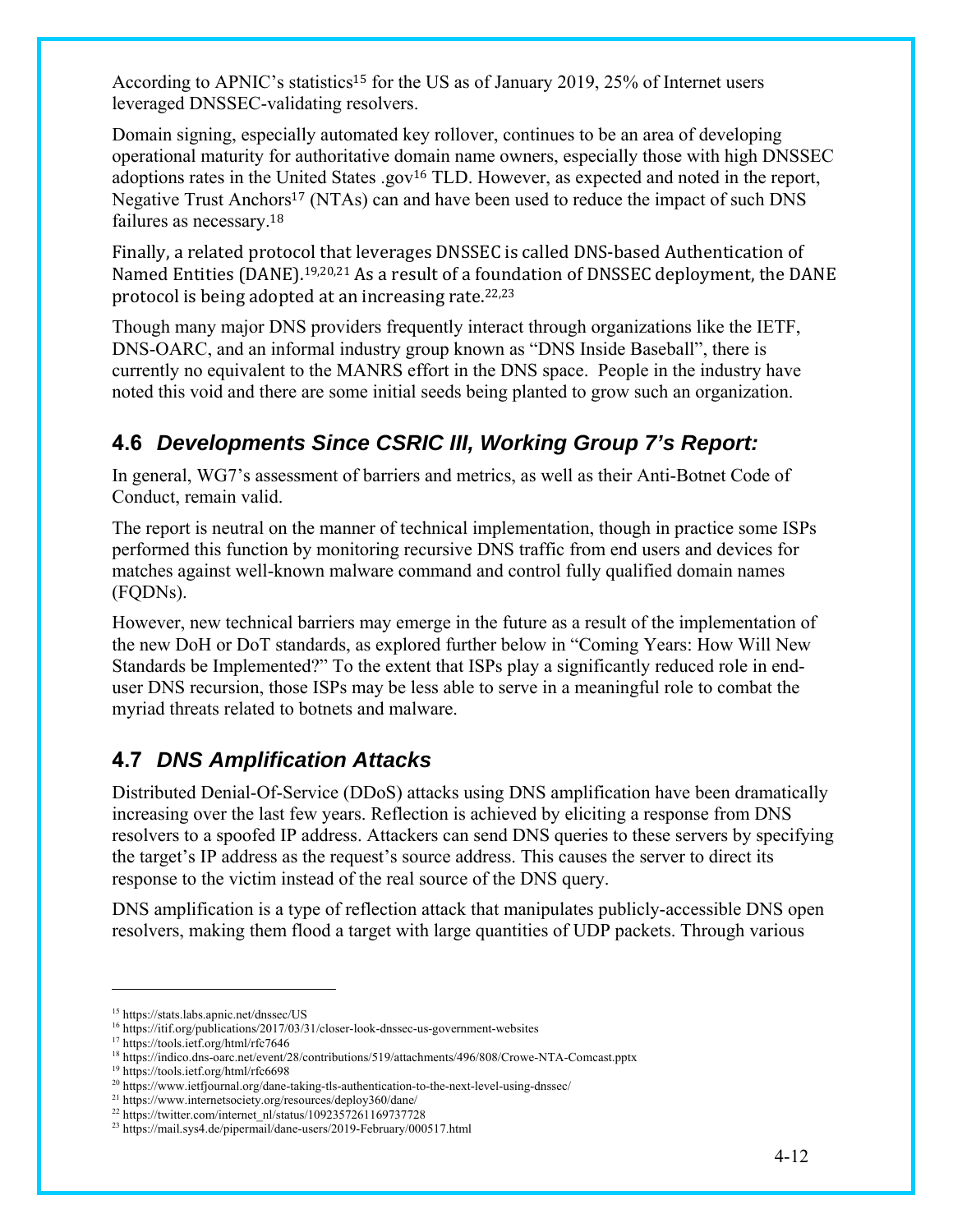According to APNIC's statistics[15] for the US as of January 2019, 25% of Internet users leveraged DNSSEC-validating resolvers.

Domain signing, especially automated key rollover, continues to be an area of developing operational maturity for authoritative domain name owners, especially those with high DNSSEC adoptions rates in the United States .gov[16] TLD. However, as expected and noted in the report, Negative Trust Anchors[17] (NTAs) can and have been used to reduce the impact of such DNS failures as necessary.[18]

Finally, a related protocol that leverages DNSSEC is called DNS-based Authentication of Named Entities (DANE).[19,20,21] As a result of a foundation of DNSSEC deployment, the DANE protocol is being adopted at an increasing rate.[22,23]

Though many major DNS providers frequently interact through organizations like the IETF, DNS-OARC, and an informal industry group known as "DNS Inside Baseball", there is currently no equivalent to the MANRS effort in the DNS space. People in the industry have noted this void and there are some initial seeds being planted to grow such an organization.

## 4.6 *Developments Since CSRIC III, Working Group 7's Report:*

In general, WG7's assessment of barriers and metrics, as well as their Anti-Botnet Code of Conduct, remain valid.

The report is neutral on the manner of technical implementation, though in practice some ISPs performed this function by monitoring recursive DNS traffic from end users and devices for matches against well-known malware command and control fully qualified domain names (FQDNs).

However, new technical barriers may emerge in the future as a result of the implementation of the new DoH or DoT standards, as explored further below in "Coming Years: How Will New Standards be Implemented?" To the extent that ISPs play a significantly reduced role in end-user DNS recursion, those ISPs may be less able to serve in a meaningful role to combat the myriad threats related to botnets and malware.

## 4.7 *DNS Amplification Attacks*

Distributed Denial-Of-Service (DDoS) attacks using DNS amplification have been dramatically increasing over the last few years. Reflection is achieved by eliciting a response from DNS resolvers to a spoofed IP address. Attackers can send DNS queries to these servers by specifying the target's IP address as the request's source address. This causes the server to direct its response to the victim instead of the real source of the DNS query.

DNS amplification is a type of reflection attack that manipulates publicly-accessible DNS open resolvers, making them flood a target with large quantities of UDP packets. Through various

---

[15] https://stats.labs.apnic.net/dnssec/US
[16] https://itif.org/publications/2017/03/31/closer-look-dnssec-us-government-websites
[17] https://tools.ietf.org/html/rfc7646
[18] https://indico.dns-oarc.net/event/28/contributions/519/attachments/496/808/Crowe-NTA-Comcast.pptx
[19] https://tools.ietf.org/html/rfc6698
[20] https://www.ietfjournal.org/dane-taking-tls-authentication-to-the-next-level-using-dnssec/
[21] https://www.internetsociety.org/resources/deploy360/dane/
[22] https://twitter.com/internet_nl/status/1092357261169737728
[23] https://mail.sys4.de/pipermail/dane-users/2019-February/000517.html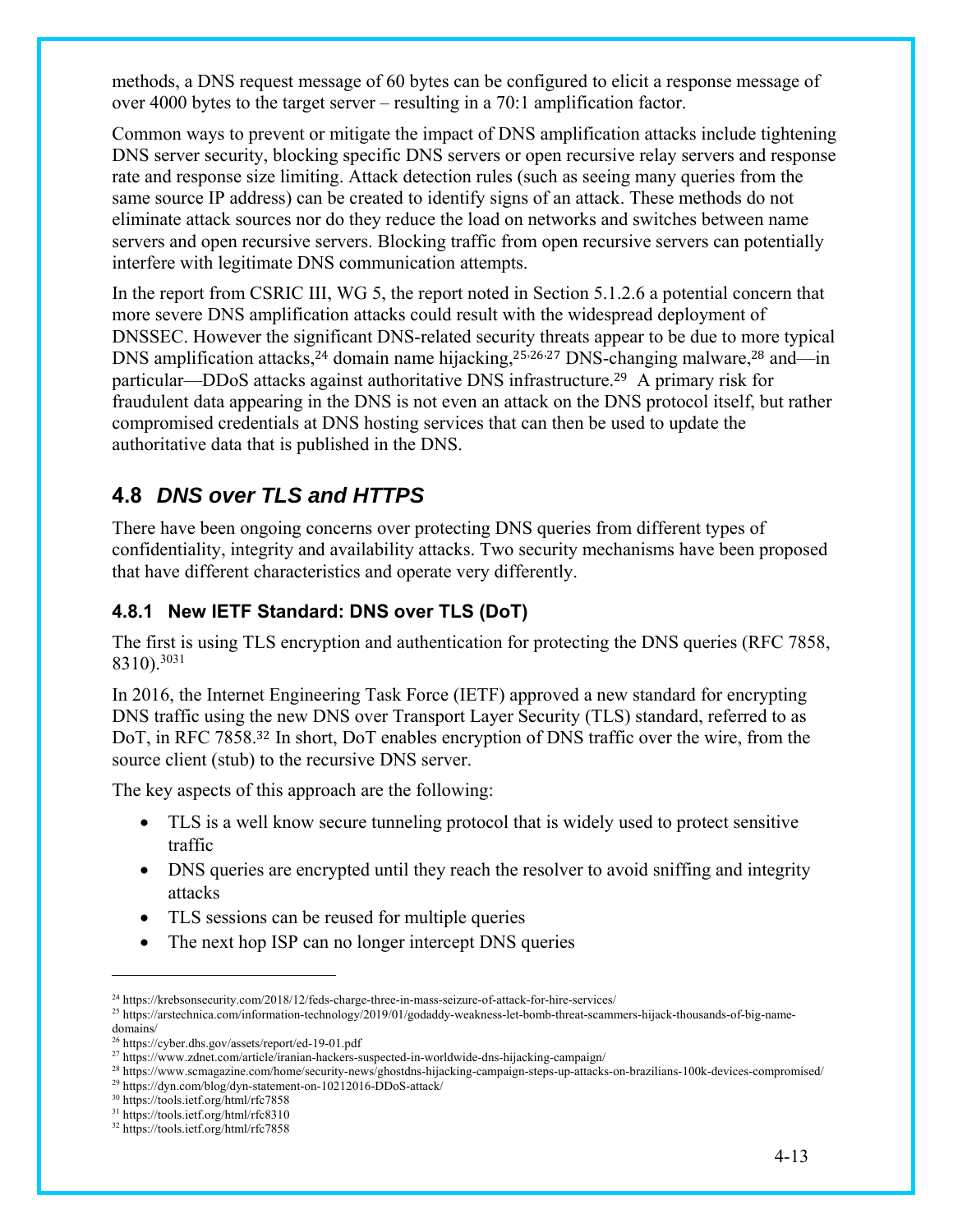methods, a DNS request message of 60 bytes can be configured to elicit a response message of over 4000 bytes to the target server – resulting in a 70:1 amplification factor.

Common ways to prevent or mitigate the impact of DNS amplification attacks include tightening DNS server security, blocking specific DNS servers or open recursive relay servers and response rate and response size limiting. Attack detection rules (such as seeing many queries from the same source IP address) can be created to identify signs of an attack. These methods do not eliminate attack sources nor do they reduce the load on networks and switches between name servers and open recursive servers. Blocking traffic from open recursive servers can potentially interfere with legitimate DNS communication attempts.

In the report from CSRIC III, WG 5, the report noted in Section 5.1.2.6 a potential concern that more severe DNS amplification attacks could result with the widespread deployment of DNSSEC. However the significant DNS-related security threats appear to be due to more typical DNS amplification attacks,[24] domain name hijacking,[25,26,27] DNS-changing malware,[28] and—in particular—DDoS attacks against authoritative DNS infrastructure.[29] A primary risk for fraudulent data appearing in the DNS is not even an attack on the DNS protocol itself, but rather compromised credentials at DNS hosting services that can then be used to update the authoritative data that is published in the DNS.

## 4.8 *DNS over TLS and HTTPS*

There have been ongoing concerns over protecting DNS queries from different types of confidentiality, integrity and availability attacks. Two security mechanisms have been proposed that have different characteristics and operate very differently.

### 4.8.1 New IETF Standard: DNS over TLS (DoT)

The first is using TLS encryption and authentication for protecting the DNS queries (RFC 7858, 8310).[30][31]

In 2016, the Internet Engineering Task Force (IETF) approved a new standard for encrypting DNS traffic using the new DNS over Transport Layer Security (TLS) standard, referred to as DoT, in RFC 7858.[32] In short, DoT enables encryption of DNS traffic over the wire, from the source client (stub) to the recursive DNS server.

The key aspects of this approach are the following:

- TLS is a well know secure tunneling protocol that is widely used to protect sensitive traffic
- DNS queries are encrypted until they reach the resolver to avoid sniffing and integrity attacks
- TLS sessions can be reused for multiple queries
- The next hop ISP can no longer intercept DNS queries

---

[24] https://krebsonsecurity.com/2018/12/feds-charge-three-in-mass-seizure-of-attack-for-hire-services/
[25] https://arstechnica.com/information-technology/2019/01/godaddy-weakness-let-bomb-threat-scammers-hijack-thousands-of-big-name-domains/
[26] https://cyber.dhs.gov/assets/report/ed-19-01.pdf
[27] https://www.zdnet.com/article/iranian-hackers-suspected-in-worldwide-dns-hijacking-campaign/
[28] https://www.scmagazine.com/home/security-news/ghostdns-hijacking-campaign-steps-up-attacks-on-brazilians-100k-devices-compromised/
[29] https://dyn.com/blog/dyn-statement-on-10212016-DDoS-attack/
[30] https://tools.ietf.org/html/rfc7858
[31] https://tools.ietf.org/html/rfc8310
[32] https://tools.ietf.org/html/rfc7858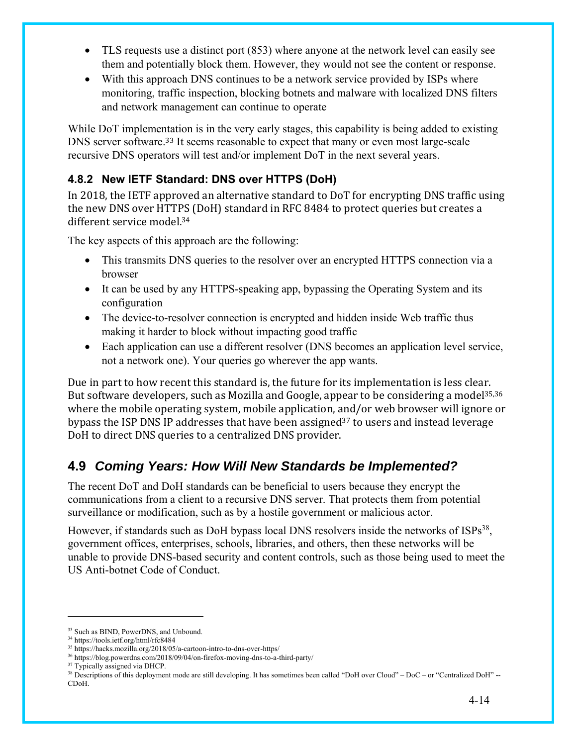- TLS requests use a distinct port (853) where anyone at the network level can easily see them and potentially block them. However, they would not see the content or response.
- With this approach DNS continues to be a network service provided by ISPs where monitoring, traffic inspection, blocking botnets and malware with localized DNS filters and network management can continue to operate

While DoT implementation is in the very early stages, this capability is being added to existing DNS server software.[33] It seems reasonable to expect that many or even most large-scale recursive DNS operators will test and/or implement DoT in the next several years.

### 4.8.2 New IETF Standard: DNS over HTTPS (DoH)

In 2018, the IETF approved an alternative standard to DoT for encrypting DNS traffic using the new DNS over HTTPS (DoH) standard in RFC 8484 to protect queries but creates a different service model.[34]

The key aspects of this approach are the following:

- This transmits DNS queries to the resolver over an encrypted HTTPS connection via a browser
- It can be used by any HTTPS-speaking app, bypassing the Operating System and its configuration
- The device-to-resolver connection is encrypted and hidden inside Web traffic thus making it harder to block without impacting good traffic
- Each application can use a different resolver (DNS becomes an application level service, not a network one). Your queries go wherever the app wants.

Due in part to how recent this standard is, the future for its implementation is less clear. But software developers, such as Mozilla and Google, appear to be considering a model[35,36] where the mobile operating system, mobile application, and/or web browser will ignore or bypass the ISP DNS IP addresses that have been assigned[37] to users and instead leverage DoH to direct DNS queries to a centralized DNS provider.

## 4.9 *Coming Years: How Will New Standards be Implemented?*

The recent DoT and DoH standards can be beneficial to users because they encrypt the communications from a client to a recursive DNS server. That protects them from potential surveillance or modification, such as by a hostile government or malicious actor.

However, if standards such as DoH bypass local DNS resolvers inside the networks of ISPs[38], government offices, enterprises, schools, libraries, and others, then these networks will be unable to provide DNS-based security and content controls, such as those being used to meet the US Anti-botnet Code of Conduct.

---

[33] Such as BIND, PowerDNS, and Unbound.

[34] https://tools.ietf.org/html/rfc8484

[35] https://hacks.mozilla.org/2018/05/a-cartoon-intro-to-dns-over-https/

[36] https://blog.powerdns.com/2018/09/04/on-firefox-moving-dns-to-a-third-party/

[37] Typically assigned via DHCP.

[38] Descriptions of this deployment mode are still developing. It has sometimes been called "DoH over Cloud" – DoC – or "Centralized DoH" -- CDoH.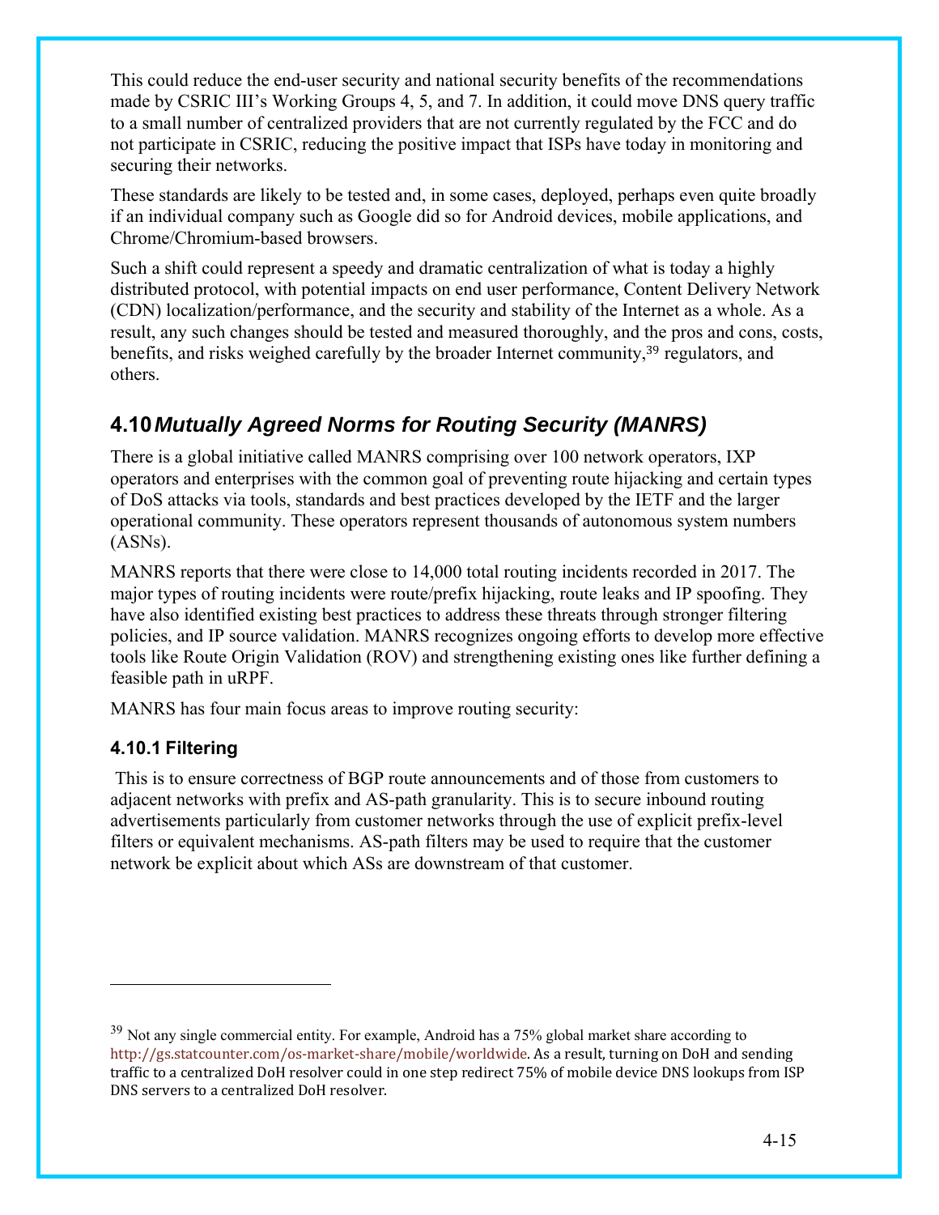This could reduce the end-user security and national security benefits of the recommendations made by CSRIC III's Working Groups 4, 5, and 7. In addition, it could move DNS query traffic to a small number of centralized providers that are not currently regulated by the FCC and do not participate in CSRIC, reducing the positive impact that ISPs have today in monitoring and securing their networks.

These standards are likely to be tested and, in some cases, deployed, perhaps even quite broadly if an individual company such as Google did so for Android devices, mobile applications, and Chrome/Chromium-based browsers.

Such a shift could represent a speedy and dramatic centralization of what is today a highly distributed protocol, with potential impacts on end user performance, Content Delivery Network (CDN) localization/performance, and the security and stability of the Internet as a whole. As a result, any such changes should be tested and measured thoroughly, and the pros and cons, costs, benefits, and risks weighed carefully by the broader Internet community,[39] regulators, and others.

## 4.10 *Mutually Agreed Norms for Routing Security (MANRS)*

There is a global initiative called MANRS comprising over 100 network operators, IXP operators and enterprises with the common goal of preventing route hijacking and certain types of DoS attacks via tools, standards and best practices developed by the IETF and the larger operational community. These operators represent thousands of autonomous system numbers (ASNs).

MANRS reports that there were close to 14,000 total routing incidents recorded in 2017. The major types of routing incidents were route/prefix hijacking, route leaks and IP spoofing. They have also identified existing best practices to address these threats through stronger filtering policies, and IP source validation. MANRS recognizes ongoing efforts to develop more effective tools like Route Origin Validation (ROV) and strengthening existing ones like further defining a feasible path in uRPF.

MANRS has four main focus areas to improve routing security:

### 4.10.1 Filtering

This is to ensure correctness of BGP route announcements and of those from customers to adjacent networks with prefix and AS-path granularity. This is to secure inbound routing advertisements particularly from customer networks through the use of explicit prefix-level filters or equivalent mechanisms. AS-path filters may be used to require that the customer network be explicit about which ASs are downstream of that customer.

---

[39] Not any single commercial entity. For example, Android has a 75% global market share according to http://gs.statcounter.com/os-market-share/mobile/worldwide. As a result, turning on DoH and sending traffic to a centralized DoH resolver could in one step redirect 75% of mobile device DNS lookups from ISP DNS servers to a centralized DoH resolver.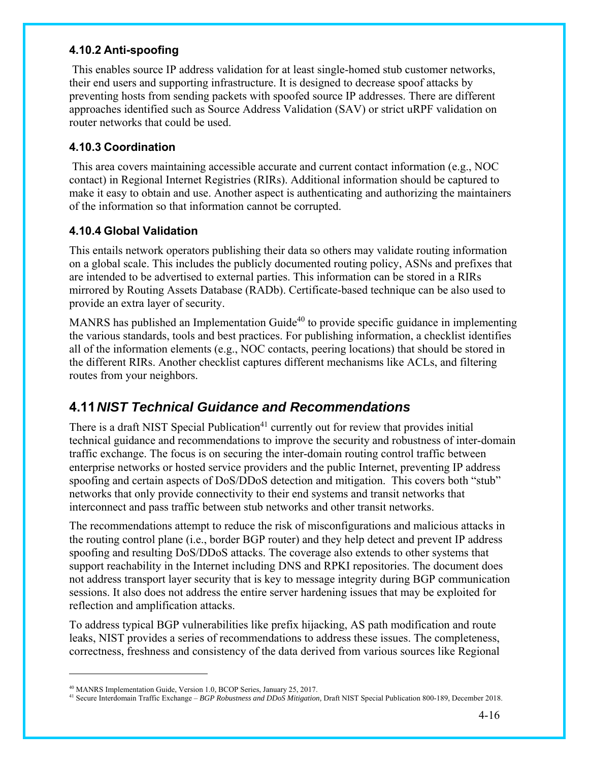### 4.10.2 Anti-spoofing

This enables source IP address validation for at least single-homed stub customer networks, their end users and supporting infrastructure. It is designed to decrease spoof attacks by preventing hosts from sending packets with spoofed source IP addresses. There are different approaches identified such as Source Address Validation (SAV) or strict uRPF validation on router networks that could be used.

### 4.10.3 Coordination

This area covers maintaining accessible accurate and current contact information (e.g., NOC contact) in Regional Internet Registries (RIRs). Additional information should be captured to make it easy to obtain and use. Another aspect is authenticating and authorizing the maintainers of the information so that information cannot be corrupted.

### 4.10.4 Global Validation

This entails network operators publishing their data so others may validate routing information on a global scale. This includes the publicly documented routing policy, ASNs and prefixes that are intended to be advertised to external parties. This information can be stored in a RIRs mirrored by Routing Assets Database (RADb). Certificate-based technique can be also used to provide an extra layer of security.

MANRS has published an Implementation Guide[40] to provide specific guidance in implementing the various standards, tools and best practices. For publishing information, a checklist identifies all of the information elements (e.g., NOC contacts, peering locations) that should be stored in the different RIRs. Another checklist captures different mechanisms like ACLs, and filtering routes from your neighbors.

## 4.11 *NIST Technical Guidance and Recommendations*

There is a draft NIST Special Publication[41] currently out for review that provides initial technical guidance and recommendations to improve the security and robustness of inter-domain traffic exchange. The focus is on securing the inter-domain routing control traffic between enterprise networks or hosted service providers and the public Internet, preventing IP address spoofing and certain aspects of DoS/DDoS detection and mitigation. This covers both "stub" networks that only provide connectivity to their end systems and transit networks that interconnect and pass traffic between stub networks and other transit networks.

The recommendations attempt to reduce the risk of misconfigurations and malicious attacks in the routing control plane (i.e., border BGP router) and they help detect and prevent IP address spoofing and resulting DoS/DDoS attacks. The coverage also extends to other systems that support reachability in the Internet including DNS and RPKI repositories. The document does not address transport layer security that is key to message integrity during BGP communication sessions. It also does not address the entire server hardening issues that may be exploited for reflection and amplification attacks.

To address typical BGP vulnerabilities like prefix hijacking, AS path modification and route leaks, NIST provides a series of recommendations to address these issues. The completeness, correctness, freshness and consistency of the data derived from various sources like Regional

---

[40] MANRS Implementation Guide, Version 1.0, BCOP Series, January 25, 2017.

[41] Secure Interdomain Traffic Exchange – *BGP Robustness and DDoS Mitigation,* Draft NIST Special Publication 800-189, December 2018.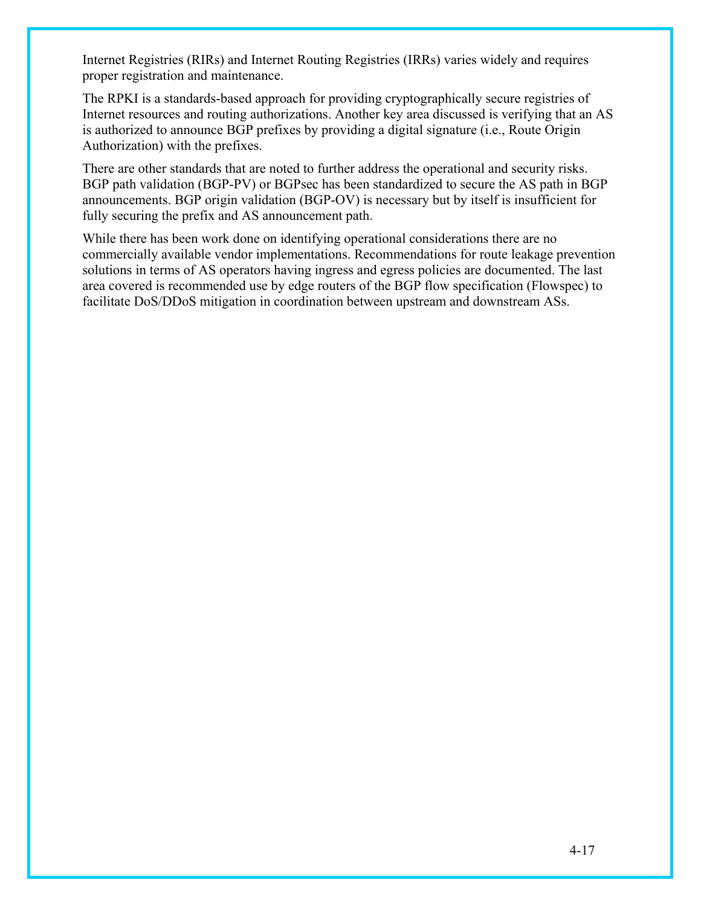Internet Registries (RIRs) and Internet Routing Registries (IRRs) varies widely and requires proper registration and maintenance.

The RPKI is a standards-based approach for providing cryptographically secure registries of Internet resources and routing authorizations. Another key area discussed is verifying that an AS is authorized to announce BGP prefixes by providing a digital signature (i.e., Route Origin Authorization) with the prefixes.

There are other standards that are noted to further address the operational and security risks. BGP path validation (BGP-PV) or BGPsec has been standardized to secure the AS path in BGP announcements. BGP origin validation (BGP-OV) is necessary but by itself is insufficient for fully securing the prefix and AS announcement path.

While there has been work done on identifying operational considerations there are no commercially available vendor implementations. Recommendations for route leakage prevention solutions in terms of AS operators having ingress and egress policies are documented. The last area covered is recommended use by edge routers of the BGP flow specification (Flowspec) to facilitate DoS/DDoS mitigation in coordination between upstream and downstream ASs.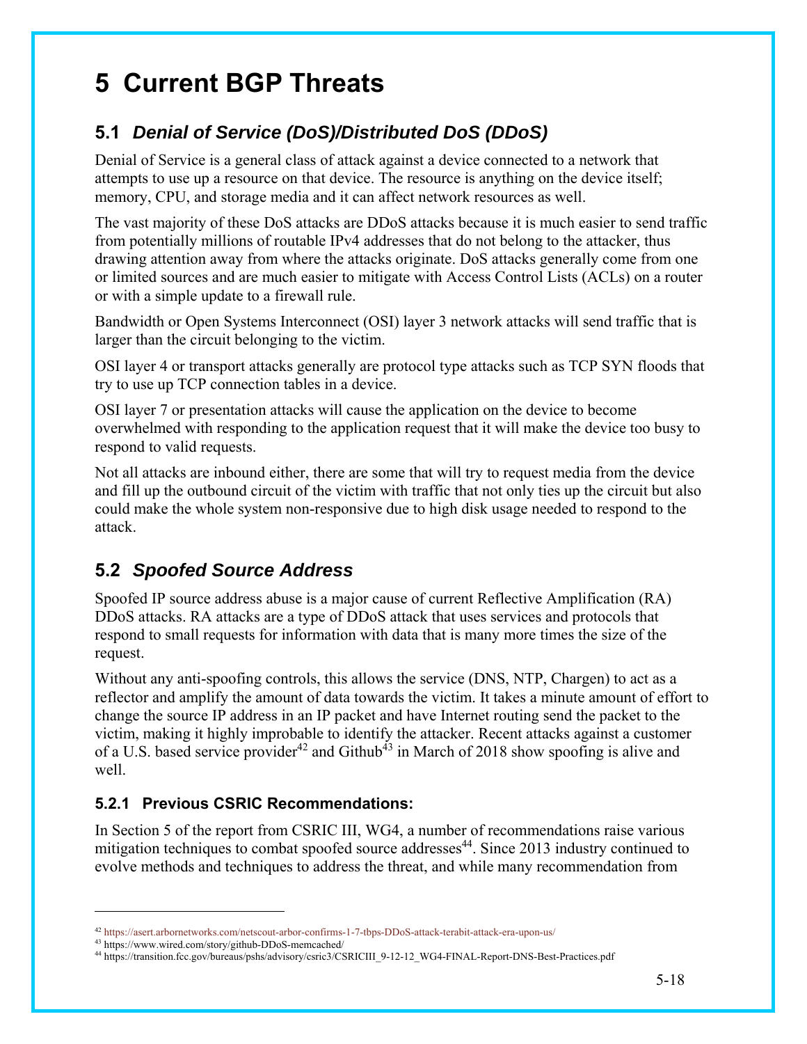# 5 Current BGP Threats

## 5.1 *Denial of Service (DoS)/Distributed DoS (DDoS)*

Denial of Service is a general class of attack against a device connected to a network that attempts to use up a resource on that device. The resource is anything on the device itself; memory, CPU, and storage media and it can affect network resources as well.

The vast majority of these DoS attacks are DDoS attacks because it is much easier to send traffic from potentially millions of routable IPv4 addresses that do not belong to the attacker, thus drawing attention away from where the attacks originate. DoS attacks generally come from one or limited sources and are much easier to mitigate with Access Control Lists (ACLs) on a router or with a simple update to a firewall rule.

Bandwidth or Open Systems Interconnect (OSI) layer 3 network attacks will send traffic that is larger than the circuit belonging to the victim.

OSI layer 4 or transport attacks generally are protocol type attacks such as TCP SYN floods that try to use up TCP connection tables in a device.

OSI layer 7 or presentation attacks will cause the application on the device to become overwhelmed with responding to the application request that it will make the device too busy to respond to valid requests.

Not all attacks are inbound either, there are some that will try to request media from the device and fill up the outbound circuit of the victim with traffic that not only ties up the circuit but also could make the whole system non-responsive due to high disk usage needed to respond to the attack.

## 5.2 *Spoofed Source Address*

Spoofed IP source address abuse is a major cause of current Reflective Amplification (RA) DDoS attacks. RA attacks are a type of DDoS attack that uses services and protocols that respond to small requests for information with data that is many more times the size of the request.

Without any anti-spoofing controls, this allows the service (DNS, NTP, Chargen) to act as a reflector and amplify the amount of data towards the victim. It takes a minute amount of effort to change the source IP address in an IP packet and have Internet routing send the packet to the victim, making it highly improbable to identify the attacker. Recent attacks against a customer of a U.S. based service provider[42] and Github[43] in March of 2018 show spoofing is alive and well.

### 5.2.1 Previous CSRIC Recommendations:

In Section 5 of the report from CSRIC III, WG4, a number of recommendations raise various mitigation techniques to combat spoofed source addresses[44]. Since 2013 industry continued to evolve methods and techniques to address the threat, and while many recommendation from

---

[42] https://asert.arbornetworks.com/netscout-arbor-confirms-1-7-tbps-DDoS-attack-terabit-attack-era-upon-us/

[43] https://www.wired.com/story/github-DDoS-memcached/

[44] https://transition.fcc.gov/bureaus/pshs/advisory/csric3/CSRICIII_9-12-12_WG4-FINAL-Report-DNS-Best-Practices.pdf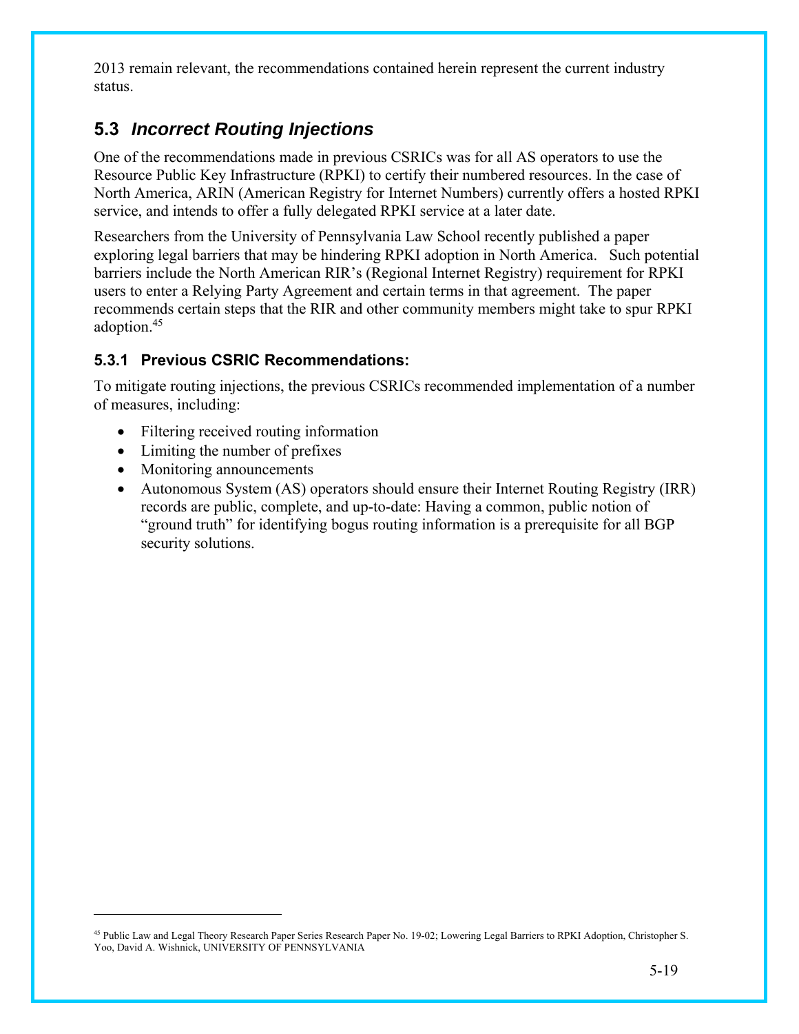2013 remain relevant, the recommendations contained herein represent the current industry status.

## 5.3 *Incorrect Routing Injections*

One of the recommendations made in previous CSRICs was for all AS operators to use the Resource Public Key Infrastructure (RPKI) to certify their numbered resources. In the case of North America, ARIN (American Registry for Internet Numbers) currently offers a hosted RPKI service, and intends to offer a fully delegated RPKI service at a later date.

Researchers from the University of Pennsylvania Law School recently published a paper exploring legal barriers that may be hindering RPKI adoption in North America. Such potential barriers include the North American RIR's (Regional Internet Registry) requirement for RPKI users to enter a Relying Party Agreement and certain terms in that agreement. The paper recommends certain steps that the RIR and other community members might take to spur RPKI adoption.[45]

### 5.3.1 Previous CSRIC Recommendations:

To mitigate routing injections, the previous CSRICs recommended implementation of a number of measures, including:

- Filtering received routing information
- Limiting the number of prefixes
- Monitoring announcements
- Autonomous System (AS) operators should ensure their Internet Routing Registry (IRR) records are public, complete, and up-to-date: Having a common, public notion of "ground truth" for identifying bogus routing information is a prerequisite for all BGP security solutions.

[45] Public Law and Legal Theory Research Paper Series Research Paper No. 19-02; Lowering Legal Barriers to RPKI Adoption, Christopher S. Yoo, David A. Wishnick, UNIVERSITY OF PENNSYLVANIA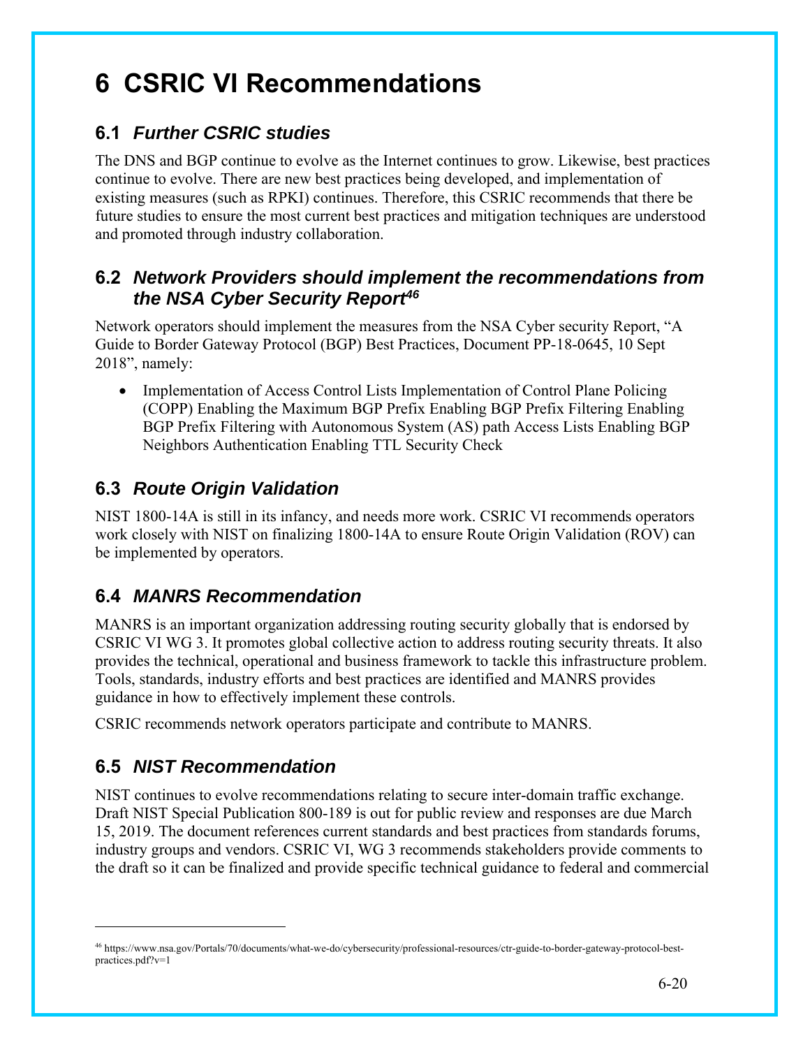# 6 CSRIC VI Recommendations

## 6.1 *Further CSRIC studies*

The DNS and BGP continue to evolve as the Internet continues to grow. Likewise, best practices continue to evolve. There are new best practices being developed, and implementation of existing measures (such as RPKI) continues. Therefore, this CSRIC recommends that there be future studies to ensure the most current best practices and mitigation techniques are understood and promoted through industry collaboration.

## 6.2 *Network Providers should implement the recommendations from the NSA Cyber Security Report*[46]

Network operators should implement the measures from the NSA Cyber security Report, "A Guide to Border Gateway Protocol (BGP) Best Practices, Document PP-18-0645, 10 Sept 2018", namely:

- Implementation of Access Control Lists Implementation of Control Plane Policing (COPP) Enabling the Maximum BGP Prefix Enabling BGP Prefix Filtering Enabling BGP Prefix Filtering with Autonomous System (AS) path Access Lists Enabling BGP Neighbors Authentication Enabling TTL Security Check

## 6.3 *Route Origin Validation*

NIST 1800-14A is still in its infancy, and needs more work. CSRIC VI recommends operators work closely with NIST on finalizing 1800-14A to ensure Route Origin Validation (ROV) can be implemented by operators.

## 6.4 *MANRS Recommendation*

MANRS is an important organization addressing routing security globally that is endorsed by CSRIC VI WG 3. It promotes global collective action to address routing security threats. It also provides the technical, operational and business framework to tackle this infrastructure problem. Tools, standards, industry efforts and best practices are identified and MANRS provides guidance in how to effectively implement these controls.

CSRIC recommends network operators participate and contribute to MANRS.

## 6.5 *NIST Recommendation*

NIST continues to evolve recommendations relating to secure inter-domain traffic exchange. Draft NIST Special Publication 800-189 is out for public review and responses are due March 15, 2019. The document references current standards and best practices from standards forums, industry groups and vendors. CSRIC VI, WG 3 recommends stakeholders provide comments to the draft so it can be finalized and provide specific technical guidance to federal and commercial

---

[46] https://www.nsa.gov/Portals/70/documents/what-we-do/cybersecurity/professional-resources/ctr-guide-to-border-gateway-protocol-best-practices.pdf?v=1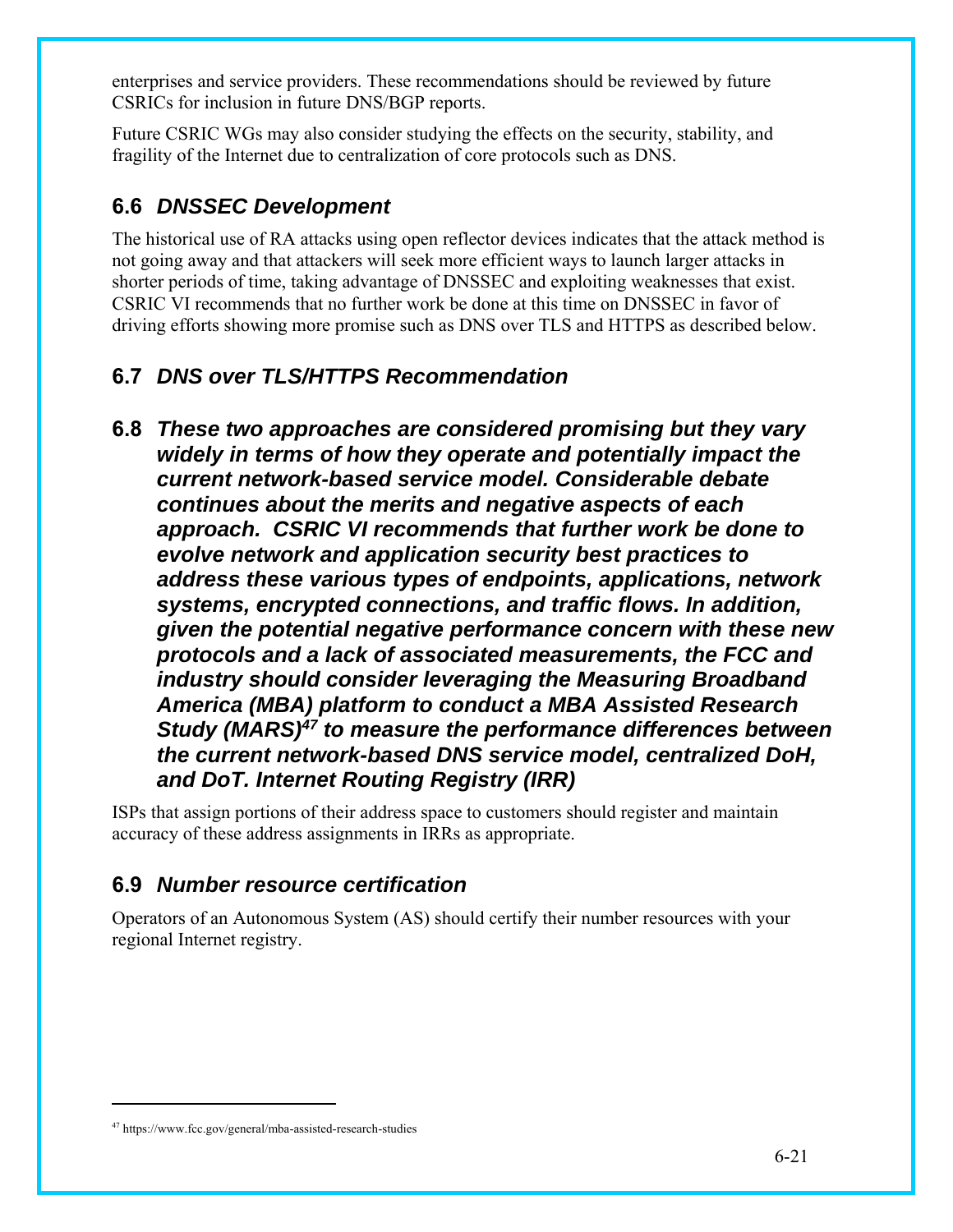enterprises and service providers. These recommendations should be reviewed by future CSRICs for inclusion in future DNS/BGP reports.

Future CSRIC WGs may also consider studying the effects on the security, stability, and fragility of the Internet due to centralization of core protocols such as DNS.

## 6.6 *DNSSEC Development*

The historical use of RA attacks using open reflector devices indicates that the attack method is not going away and that attackers will seek more efficient ways to launch larger attacks in shorter periods of time, taking advantage of DNSSEC and exploiting weaknesses that exist. CSRIC VI recommends that no further work be done at this time on DNSSEC in favor of driving efforts showing more promise such as DNS over TLS and HTTPS as described below.

## 6.7 *DNS over TLS/HTTPS Recommendation*

## 6.8 *These two approaches are considered promising but they vary widely in terms of how they operate and potentially impact the current network-based service model. Considerable debate continues about the merits and negative aspects of each approach. CSRIC VI recommends that further work be done to evolve network and application security best practices to address these various types of endpoints, applications, network systems, encrypted connections, and traffic flows. In addition, given the potential negative performance concern with these new protocols and a lack of associated measurements, the FCC and industry should consider leveraging the Measuring Broadband America (MBA) platform to conduct a MBA Assisted Research Study (MARS)[47] to measure the performance differences between the current network-based DNS service model, centralized DoH, and DoT. Internet Routing Registry (IRR)*

ISPs that assign portions of their address space to customers should register and maintain accuracy of these address assignments in IRRs as appropriate.

## 6.9 *Number resource certification*

Operators of an Autonomous System (AS) should certify their number resources with your regional Internet registry.

---

[47] https://www.fcc.gov/general/mba-assisted-research-studies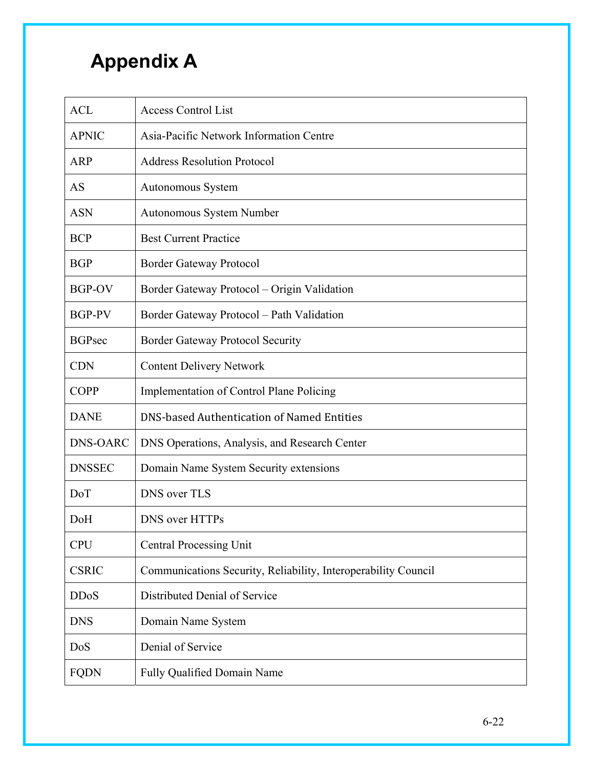# Appendix A

| | |
|---|---|
| ACL | Access Control List |
| APNIC | Asia-Pacific Network Information Centre |
| ARP | Address Resolution Protocol |
| AS | Autonomous System |
| ASN | Autonomous System Number |
| BCP | Best Current Practice |
| BGP | Border Gateway Protocol |
| BGP-OV | Border Gateway Protocol – Origin Validation |
| BGP-PV | Border Gateway Protocol – Path Validation |
| BGPsec | Border Gateway Protocol Security |
| CDN | Content Delivery Network |
| COPP | Implementation of Control Plane Policing |
| DANE | DNS-based Authentication of Named Entities |
| DNS-OARC | DNS Operations, Analysis, and Research Center |
| DNSSEC | Domain Name System Security extensions |
| DoT | DNS over TLS |
| DoH | DNS over HTTPs |
| CPU | Central Processing Unit |
| CSRIC | Communications Security, Reliability, Interoperability Council |
| DDoS | Distributed Denial of Service |
| DNS | Domain Name System |
| DoS | Denial of Service |
| FQDN | Fully Qualified Domain Name |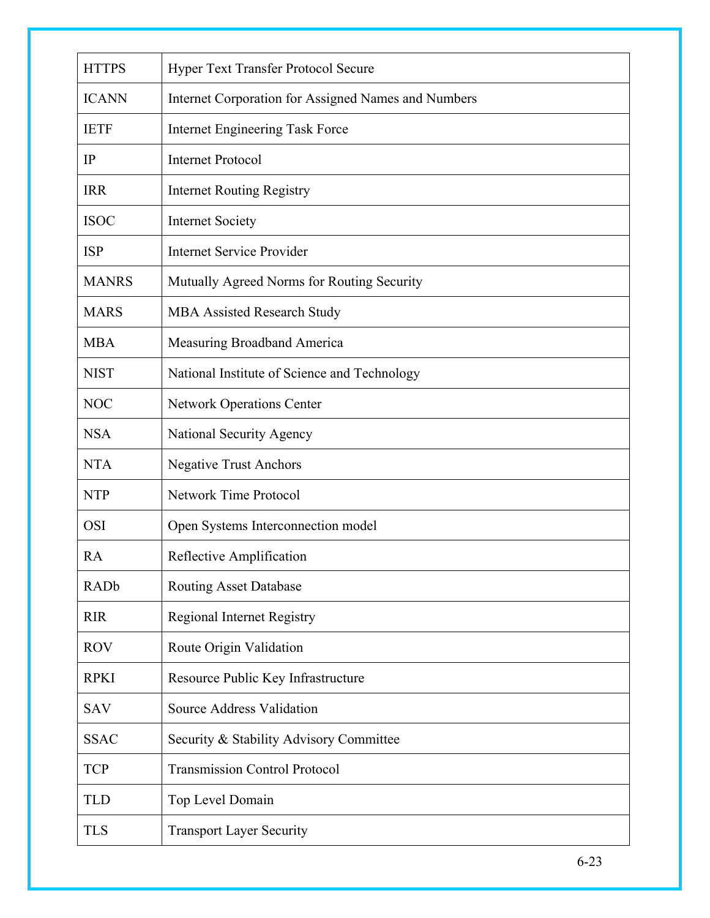| | |
|---|---|
| HTTPS | Hyper Text Transfer Protocol Secure |
| ICANN | Internet Corporation for Assigned Names and Numbers |
| IETF | Internet Engineering Task Force |
| IP | Internet Protocol |
| IRR | Internet Routing Registry |
| ISOC | Internet Society |
| ISP | Internet Service Provider |
| MANRS | Mutually Agreed Norms for Routing Security |
| MARS | MBA Assisted Research Study |
| MBA | Measuring Broadband America |
| NIST | National Institute of Science and Technology |
| NOC | Network Operations Center |
| NSA | National Security Agency |
| NTA | Negative Trust Anchors |
| NTP | Network Time Protocol |
| OSI | Open Systems Interconnection model |
| RA | Reflective Amplification |
| RADb | Routing Asset Database |
| RIR | Regional Internet Registry |
| ROV | Route Origin Validation |
| RPKI | Resource Public Key Infrastructure |
| SAV | Source Address Validation |
| SSAC | Security & Stability Advisory Committee |
| TCP | Transmission Control Protocol |
| TLD | Top Level Domain |
| TLS | Transport Layer Security |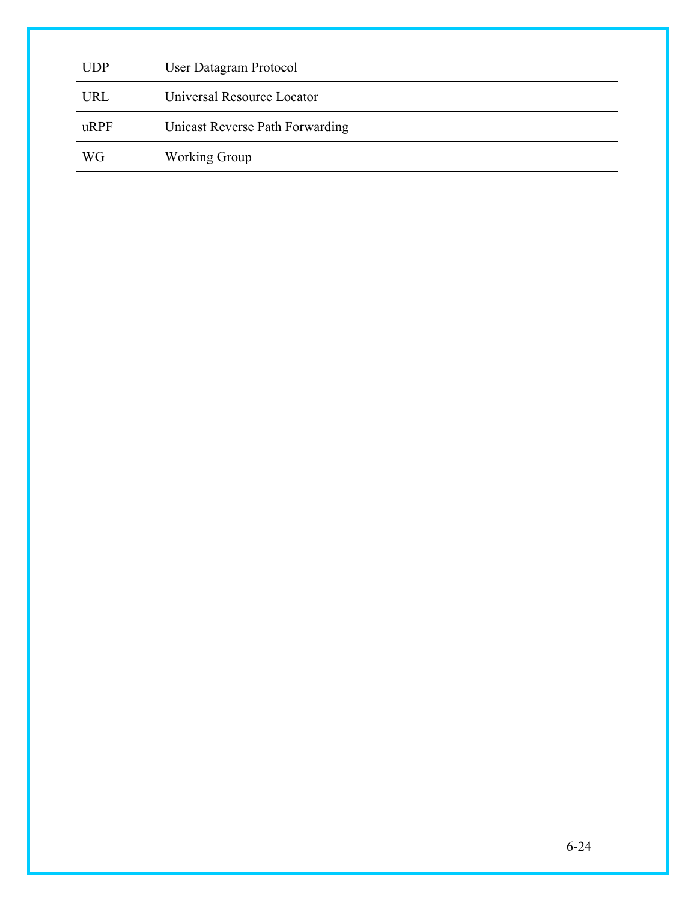| | |
|---|---|
| UDP | User Datagram Protocol |
| URL | Universal Resource Locator |
| uRPF | Unicast Reverse Path Forwarding |
| WG | Working Group |